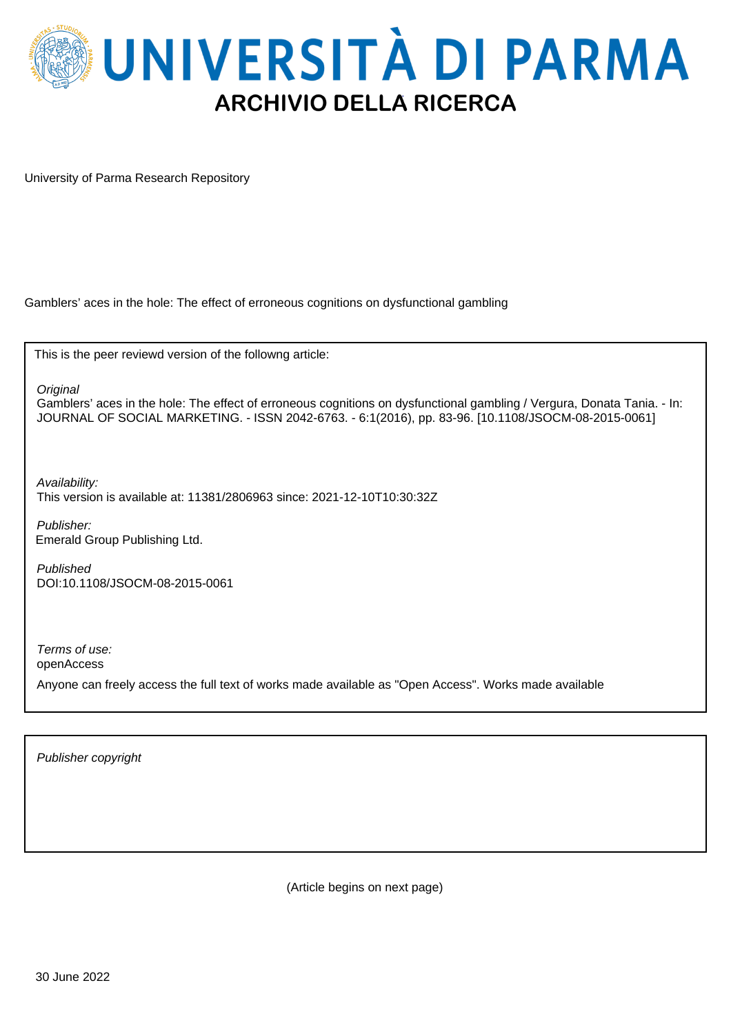# UNIVERSITÀ DI PARMA

## ARCHIVIO DELLA RICERCA

University of Parma Research Repository

Gamblers' aces in the hole: The effect of erroneous cognitions on dysfunctional gambling

This is the peer reviewd version of the followng article:

*Original*
Gamblers' aces in the hole: The effect of erroneous cognitions on dysfunctional gambling / Vergura, Donata Tania. - In: JOURNAL OF SOCIAL MARKETING. - ISSN 2042-6763. - 6:1(2016), pp. 83-96. [10.1108/JSOCM-08-2015-0061]

*Availability:*
This version is available at: 11381/2806963 since: 2021-12-10T10:30:32Z

*Publisher:*
Emerald Group Publishing Ltd.

*Published*
DOI:10.1108/JSOCM-08-2015-0061

*Terms of use:*
openAccess

Anyone can freely access the full text of works made available as "Open Access". Works made available

*Publisher copyright*

(Article begins on next page)

30 June 2022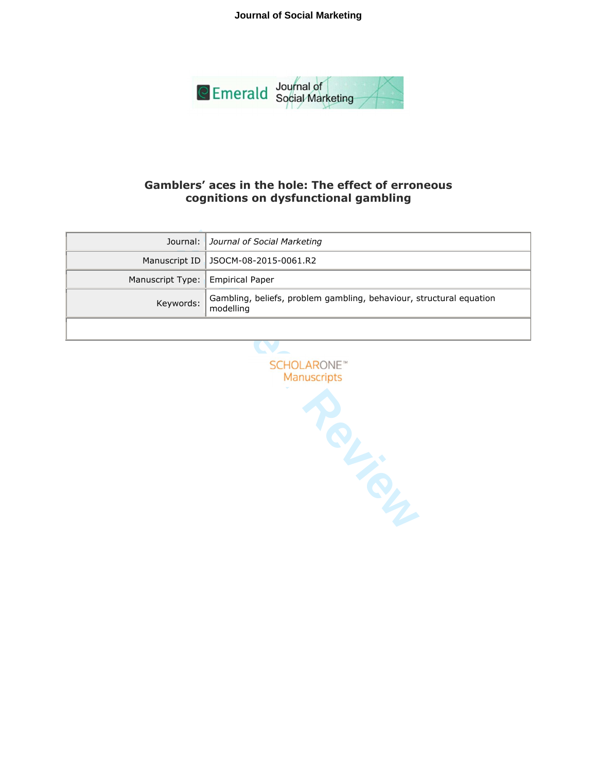# Gamblers' aces in the hole: The effect of erroneous cognitions on dysfunctional gambling

| Journal: | *Journal of Social Marketing* |
|---|---|
| Manuscript ID | JSOCM-08-2015-0061.R2 |
| Manuscript Type: | Empirical Paper |
| Keywords: | Gambling, beliefs, problem gambling, behaviour, structural equation modelling |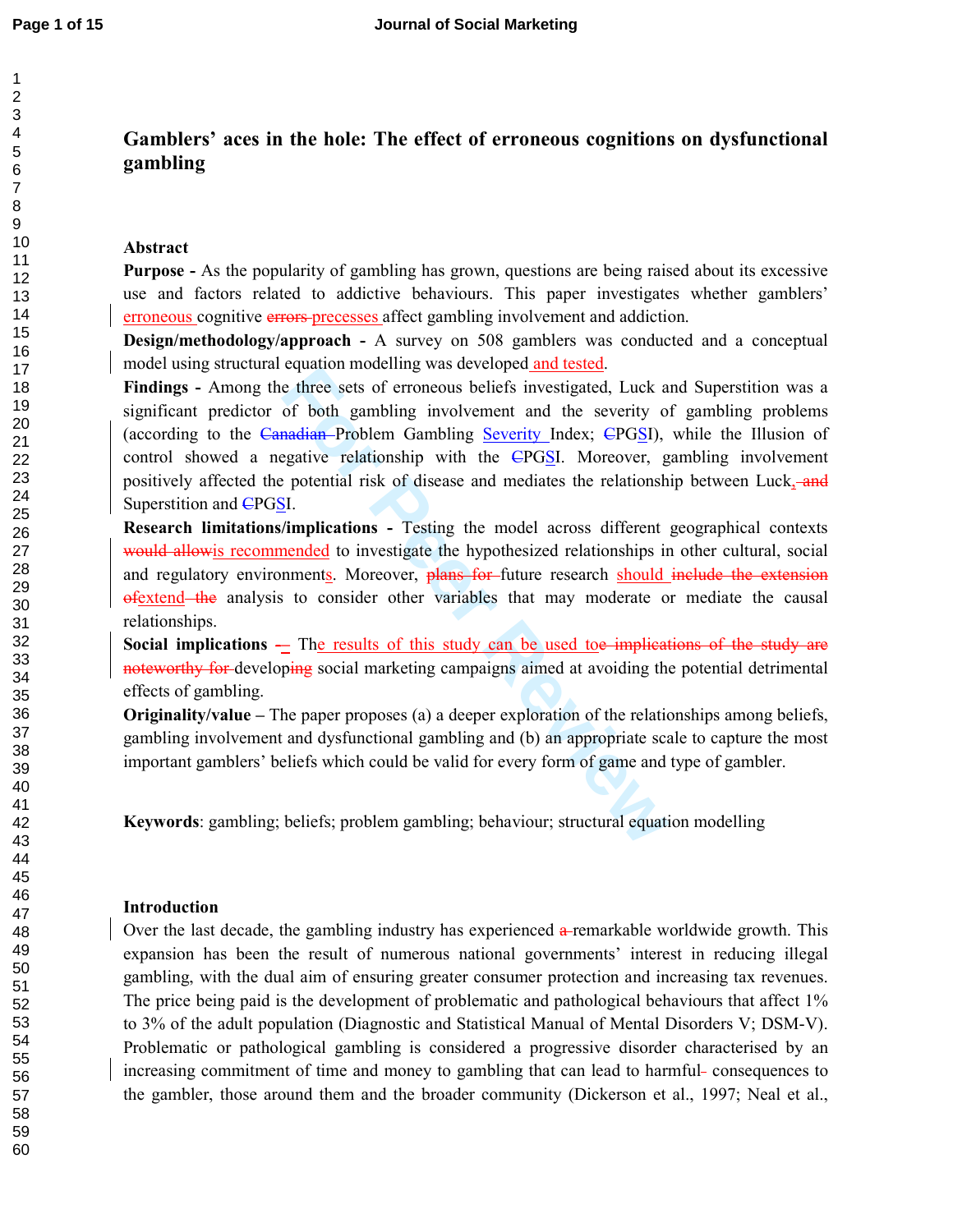# Gamblers' aces in the hole: The effect of erroneous cognitions on dysfunctional gambling

## Abstract

**Purpose -** As the popularity of gambling has grown, questions are being raised about its excessive use and factors related to addictive behaviours. This paper investigates whether gamblers' erroneous cognitive processes affect gambling involvement and addiction.

**Design/methodology/approach -** A survey on 508 gamblers was conducted and a conceptual model using structural equation modelling was developed and tested.

**Findings -** Among the three sets of erroneous beliefs investigated, Luck and Superstition was a significant predictor of both gambling involvement and the severity of gambling problems (according to the Problem Gambling Severity Index; PGSI), while the Illusion of control showed a negative relationship with the PGSI. Moreover, gambling involvement positively affected the potential risk of disease and mediates the relationship between Luck, Superstition and PGSI.

**Research limitations/implications -** Testing the model across different geographical contexts is recommended to investigate the hypothesized relationships in other cultural, social and regulatory environments. Moreover, future research should extend analysis to consider other variables that may moderate or mediate the causal relationships.

**Social implications -** The results of this study can be used to develop social marketing campaigns aimed at avoiding the potential detrimental effects of gambling.

**Originality/value –** The paper proposes (a) a deeper exploration of the relationships among beliefs, gambling involvement and dysfunctional gambling and (b) an appropriate scale to capture the most important gamblers' beliefs which could be valid for every form of game and type of gambler.

**Keywords**: gambling; beliefs; problem gambling; behaviour; structural equation modelling

## Introduction

Over the last decade, the gambling industry has experienced remarkable worldwide growth. This expansion has been the result of numerous national governments' interest in reducing illegal gambling, with the dual aim of ensuring greater consumer protection and increasing tax revenues. The price being paid is the development of problematic and pathological behaviours that affect 1% to 3% of the adult population (Diagnostic and Statistical Manual of Mental Disorders V; DSM-V). Problematic or pathological gambling is considered a progressive disorder characterised by an increasing commitment of time and money to gambling that can lead to harmful consequences to the gambler, those around them and the broader community (Dickerson et al., 1997; Neal et al.,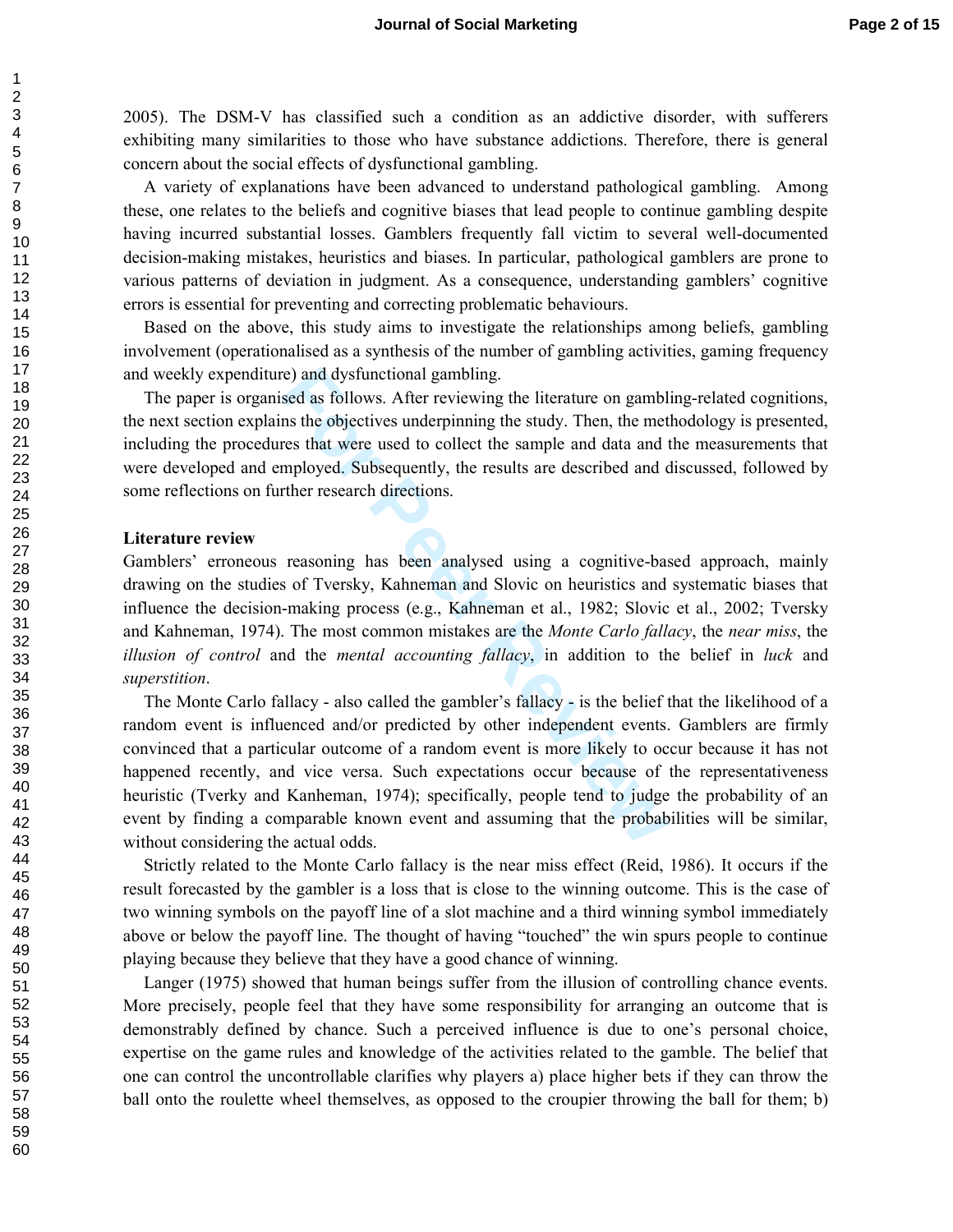2005). The DSM-V has classified such a condition as an addictive disorder, with sufferers exhibiting many similarities to those who have substance addictions. Therefore, there is general concern about the social effects of dysfunctional gambling.

A variety of explanations have been advanced to understand pathological gambling. Among these, one relates to the beliefs and cognitive biases that lead people to continue gambling despite having incurred substantial losses. Gamblers frequently fall victim to several well-documented decision-making mistakes, heuristics and biases. In particular, pathological gamblers are prone to various patterns of deviation in judgment. As a consequence, understanding gamblers' cognitive errors is essential for preventing and correcting problematic behaviours.

Based on the above, this study aims to investigate the relationships among beliefs, gambling involvement (operationalised as a synthesis of the number of gambling activities, gaming frequency and weekly expenditure) and dysfunctional gambling.

The paper is organised as follows. After reviewing the literature on gambling-related cognitions, the next section explains the objectives underpinning the study. Then, the methodology is presented, including the procedures that were used to collect the sample and data and the measurements that were developed and employed. Subsequently, the results are described and discussed, followed by some reflections on further research directions.

## Literature review

Gamblers' erroneous reasoning has been analysed using a cognitive-based approach, mainly drawing on the studies of Tversky, Kahneman and Slovic on heuristics and systematic biases that influence the decision-making process (e.g., Kahneman et al., 1982; Slovic et al., 2002; Tversky and Kahneman, 1974). The most common mistakes are the *Monte Carlo fallacy*, the *near miss*, the *illusion of control* and the *mental accounting fallacy*, in addition to the belief in *luck* and *superstition*.

The Monte Carlo fallacy - also called the gambler's fallacy - is the belief that the likelihood of a random event is influenced and/or predicted by other independent events. Gamblers are firmly convinced that a particular outcome of a random event is more likely to occur because it has not happened recently, and vice versa. Such expectations occur because of the representativeness heuristic (Tverky and Kanheman, 1974); specifically, people tend to judge the probability of an event by finding a comparable known event and assuming that the probabilities will be similar, without considering the actual odds.

Strictly related to the Monte Carlo fallacy is the near miss effect (Reid, 1986). It occurs if the result forecasted by the gambler is a loss that is close to the winning outcome. This is the case of two winning symbols on the payoff line of a slot machine and a third winning symbol immediately above or below the payoff line. The thought of having "touched" the win spurs people to continue playing because they believe that they have a good chance of winning.

Langer (1975) showed that human beings suffer from the illusion of controlling chance events. More precisely, people feel that they have some responsibility for arranging an outcome that is demonstrably defined by chance. Such a perceived influence is due to one's personal choice, expertise on the game rules and knowledge of the activities related to the gamble. The belief that one can control the uncontrollable clarifies why players a) place higher bets if they can throw the ball onto the roulette wheel themselves, as opposed to the croupier throwing the ball for them; b)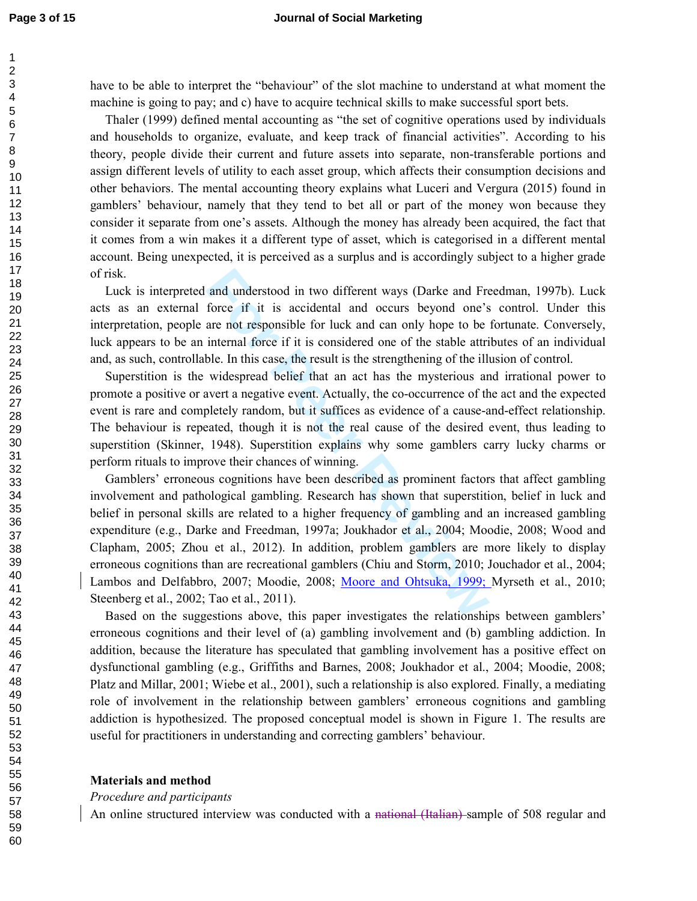have to be able to interpret the "behaviour" of the slot machine to understand at what moment the machine is going to pay; and c) have to acquire technical skills to make successful sport bets.

Thaler (1999) defined mental accounting as "the set of cognitive operations used by individuals and households to organize, evaluate, and keep track of financial activities". According to his theory, people divide their current and future assets into separate, non-transferable portions and assign different levels of utility to each asset group, which affects their consumption decisions and other behaviors. The mental accounting theory explains what Luceri and Vergura (2015) found in gamblers' behaviour, namely that they tend to bet all or part of the money won because they consider it separate from one's assets. Although the money has already been acquired, the fact that it comes from a win makes it a different type of asset, which is categorised in a different mental account. Being unexpected, it is perceived as a surplus and is accordingly subject to a higher grade of risk.

Luck is interpreted and understood in two different ways (Darke and Freedman, 1997b). Luck acts as an external force if it is accidental and occurs beyond one's control. Under this interpretation, people are not responsible for luck and can only hope to be fortunate. Conversely, luck appears to be an internal force if it is considered one of the stable attributes of an individual and, as such, controllable. In this case, the result is the strengthening of the illusion of control.

Superstition is the widespread belief that an act has the mysterious and irrational power to promote a positive or avert a negative event. Actually, the co-occurrence of the act and the expected event is rare and completely random, but it suffices as evidence of a cause-and-effect relationship. The behaviour is repeated, though it is not the real cause of the desired event, thus leading to superstition (Skinner, 1948). Superstition explains why some gamblers carry lucky charms or perform rituals to improve their chances of winning.

Gamblers' erroneous cognitions have been described as prominent factors that affect gambling involvement and pathological gambling. Research has shown that superstition, belief in luck and belief in personal skills are related to a higher frequency of gambling and an increased gambling expenditure (e.g., Darke and Freedman, 1997a; Joukhador et al., 2004; Moodie, 2008; Wood and Clapham, 2005; Zhou et al., 2012). In addition, problem gamblers are more likely to display erroneous cognitions than are recreational gamblers (Chiu and Storm, 2010; Jouchador et al., 2004; Lambos and Delfabbro, 2007; Moodie, 2008; Moore and Ohtsuka, 1999; Myrseth et al., 2010; Steenberg et al., 2002; Tao et al., 2011).

Based on the suggestions above, this paper investigates the relationships between gamblers' erroneous cognitions and their level of (a) gambling involvement and (b) gambling addiction. In addition, because the literature has speculated that gambling involvement has a positive effect on dysfunctional gambling (e.g., Griffiths and Barnes, 2008; Joukhador et al., 2004; Moodie, 2008; Platz and Millar, 2001; Wiebe et al., 2001), such a relationship is also explored. Finally, a mediating role of involvement in the relationship between gamblers' erroneous cognitions and gambling addiction is hypothesized. The proposed conceptual model is shown in Figure 1. The results are useful for practitioners in understanding and correcting gamblers' behaviour.

## Materials and method

*Procedure and participants*

An online structured interview was conducted with a ~~national (Italian)~~ sample of 508 regular and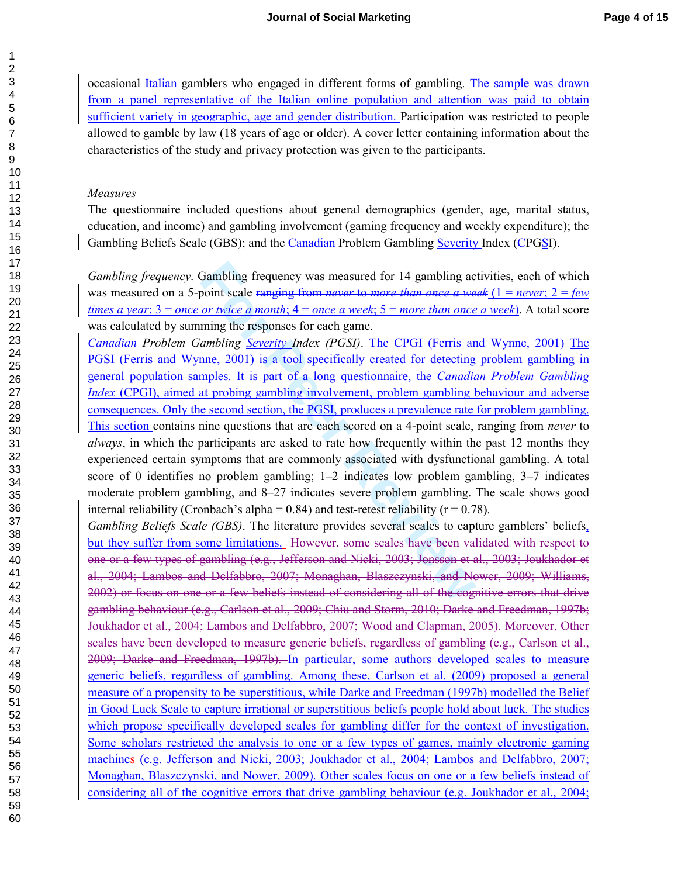occasional Italian gamblers who engaged in different forms of gambling. The sample was drawn from a panel representative of the Italian online population and attention was paid to obtain sufficient variety in geographic, age and gender distribution. Participation was restricted to people allowed to gamble by law (18 years of age or older). A cover letter containing information about the characteristics of the study and privacy protection was given to the participants.

*Measures*

The questionnaire included questions about general demographics (gender, age, marital status, education, and income) and gambling involvement (gaming frequency and weekly expenditure); the Gambling Beliefs Scale (GBS); and the ~~Canadian~~ Problem Gambling Severity Index (~~C~~PGSI).

*Gambling frequency*. Gambling frequency was measured for 14 gambling activities, each of which was measured on a 5-point scale ~~ranging from *never* to *more than once a week*~~ (1 = *never*; 2 = *few times a year*; 3 = *once or twice a month*; 4 = *once a week*; 5 = *more than once a week*). A total score was calculated by summing the responses for each game.

~~*Canadian*~~ *Problem Gambling Severity Index (PGSI)*. ~~The CPGI (Ferris and Wynne, 2001)~~ The PGSI (Ferris and Wynne, 2001) is a tool specifically created for detecting problem gambling in general population samples. It is part of a long questionnaire, the *Canadian Problem Gambling Index* (CPGI), aimed at probing gambling involvement, problem gambling behaviour and adverse consequences. Only the second section, the PGSI, produces a prevalence rate for problem gambling. This section contains nine questions that are each scored on a 4-point scale, ranging from *never* to *always*, in which the participants are asked to rate how frequently within the past 12 months they experienced certain symptoms that are commonly associated with dysfunctional gambling. A total score of 0 identifies no problem gambling; 1–2 indicates low problem gambling, 3–7 indicates moderate problem gambling, and 8–27 indicates severe problem gambling. The scale shows good internal reliability (Cronbach's alpha = 0.84) and test-retest reliability (r = 0.78).

*Gambling Beliefs Scale (GBS)*. The literature provides several scales to capture gamblers' beliefs, but they suffer from some limitations. ~~However, some scales have been validated with respect to one or a few types of gambling (e.g., Jefferson and Nicki, 2003; Jonsson et al., 2003; Joukhador et al., 2004; Lambos and Delfabbro, 2007; Monaghan, Blaszczynski, and Nower, 2009; Williams, 2002) or focus on one or a few beliefs instead of considering all of the cognitive errors that drive gambling behaviour (e.g., Carlson et al., 2009; Chiu and Storm, 2010; Darke and Freedman, 1997b; Joukhador et al., 2004; Lambos and Delfabbro, 2007; Wood and Clapman, 2005). Moreover, Other scales have been developed to measure generic beliefs, regardless of gambling (e.g., Carlson et al., 2009; Darke and Freedman, 1997b).~~ In particular, some authors developed scales to measure generic beliefs, regardless of gambling. Among these, Carlson et al. (2009) proposed a general measure of a propensity to be superstitious, while Darke and Freedman (1997b) modelled the Belief in Good Luck Scale to capture irrational or superstitious beliefs people hold about luck. The studies which propose specifically developed scales for gambling differ for the context of investigation. Some scholars restricted the analysis to one or a few types of games, mainly electronic gaming machines (e.g. Jefferson and Nicki, 2003; Joukhador et al., 2004; Lambos and Delfabbro, 2007; Monaghan, Blaszczynski, and Nower, 2009). Other scales focus on one or a few beliefs instead of considering all of the cognitive errors that drive gambling behaviour (e.g. Joukhador et al., 2004;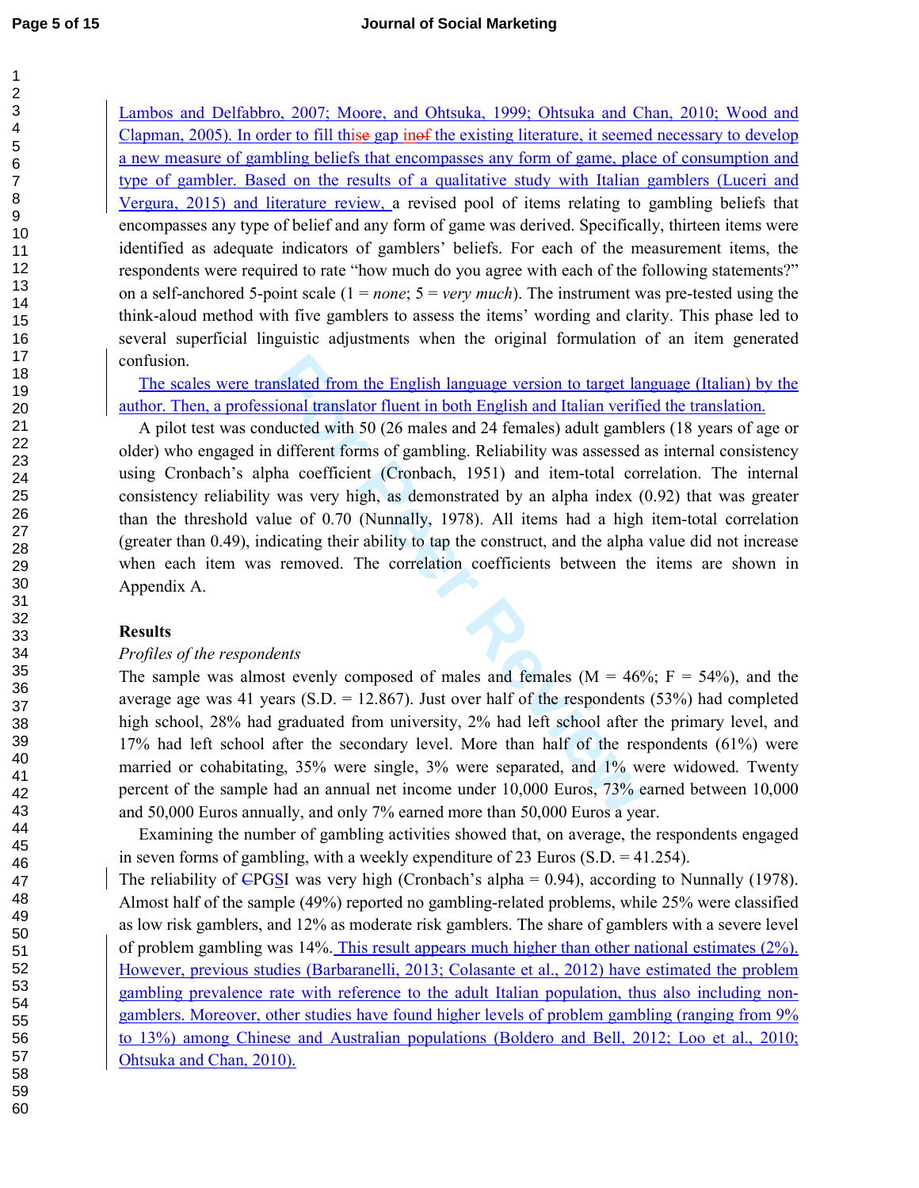Lambos and Delfabbro, 2007; Moore, and Ohtsuka, 1999; Ohtsuka and Chan, 2010; Wood and Clapman, 2005). In order to fill this gap in the existing literature, it seemed necessary to develop a new measure of gambling beliefs that encompasses any form of game, place of consumption and type of gambler. Based on the results of a qualitative study with Italian gamblers (Luceri and Vergura, 2015) and literature review, a revised pool of items relating to gambling beliefs that encompasses any type of belief and any form of game was derived. Specifically, thirteen items were identified as adequate indicators of gamblers' beliefs. For each of the measurement items, the respondents were required to rate "how much do you agree with each of the following statements?" on a self-anchored 5-point scale (1 = *none*; 5 = *very much*). The instrument was pre-tested using the think-aloud method with five gamblers to assess the items' wording and clarity. This phase led to several superficial linguistic adjustments when the original formulation of an item generated confusion.

The scales were translated from the English language version to target language (Italian) by the author. Then, a professional translator fluent in both English and Italian verified the translation.

A pilot test was conducted with 50 (26 males and 24 females) adult gamblers (18 years of age or older) who engaged in different forms of gambling. Reliability was assessed as internal consistency using Cronbach's alpha coefficient (Cronbach, 1951) and item-total correlation. The internal consistency reliability was very high, as demonstrated by an alpha index (0.92) that was greater than the threshold value of 0.70 (Nunnally, 1978). All items had a high item-total correlation (greater than 0.49), indicating their ability to tap the construct, and the alpha value did not increase when each item was removed. The correlation coefficients between the items are shown in Appendix A.

**Results**

*Profiles of the respondents*

The sample was almost evenly composed of males and females (M = 46%; F = 54%), and the average age was 41 years (S.D. = 12.867). Just over half of the respondents (53%) had completed high school, 28% had graduated from university, 2% had left school after the primary level, and 17% had left school after the secondary level. More than half of the respondents (61%) were married or cohabitating, 35% were single, 3% were separated, and 1% were widowed. Twenty percent of the sample had an annual net income under 10,000 Euros, 73% earned between 10,000 and 50,000 Euros annually, and only 7% earned more than 50,000 Euros a year.

Examining the number of gambling activities showed that, on average, the respondents engaged in seven forms of gambling, with a weekly expenditure of 23 Euros (S.D. = 41.254).

The reliability of PGSI was very high (Cronbach's alpha = 0.94), according to Nunnally (1978). Almost half of the sample (49%) reported no gambling-related problems, while 25% were classified as low risk gamblers, and 12% as moderate risk gamblers. The share of gamblers with a severe level of problem gambling was 14%. This result appears much higher than other national estimates (2%). However, previous studies (Barbaranelli, 2013; Colasante et al., 2012) have estimated the problem gambling prevalence rate with reference to the adult Italian population, thus also including non-gamblers. Moreover, other studies have found higher levels of problem gambling (ranging from 9% to 13%) among Chinese and Australian populations (Boldero and Bell, 2012; Loo et al., 2010; Ohtsuka and Chan, 2010).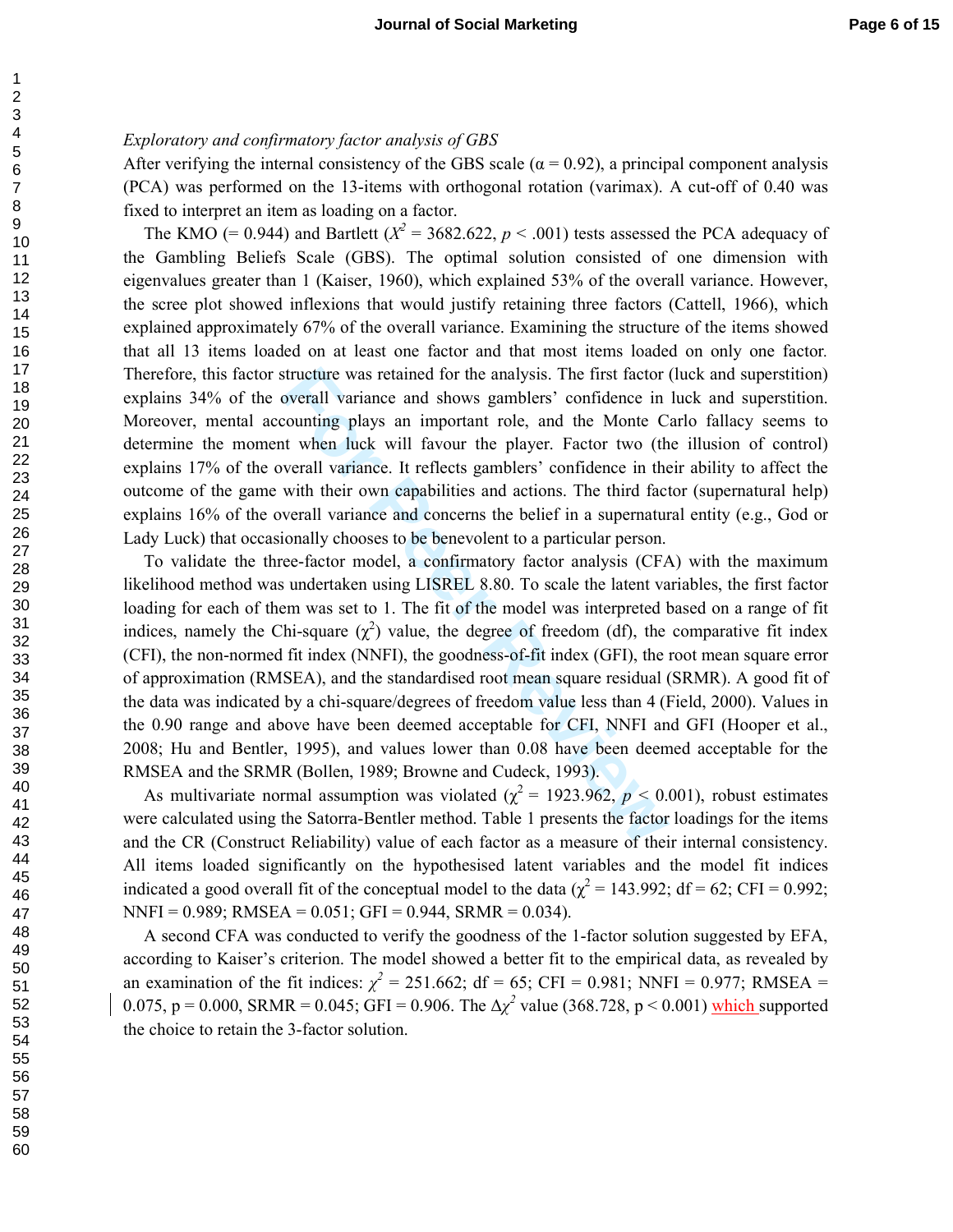*Exploratory and confirmatory factor analysis of GBS*

After verifying the internal consistency of the GBS scale ($\alpha = 0.92$), a principal component analysis (PCA) was performed on the 13-items with orthogonal rotation (varimax). A cut-off of 0.40 was fixed to interpret an item as loading on a factor.

The KMO (= 0.944) and Bartlett ($X^2 = 3682.622$, $p < .001$) tests assessed the PCA adequacy of the Gambling Beliefs Scale (GBS). The optimal solution consisted of one dimension with eigenvalues greater than 1 (Kaiser, 1960), which explained 53% of the overall variance. However, the scree plot showed inflexions that would justify retaining three factors (Cattell, 1966), which explained approximately 67% of the overall variance. Examining the structure of the items showed that all 13 items loaded on at least one factor and that most items loaded on only one factor. Therefore, this factor structure was retained for the analysis. The first factor (luck and superstition) explains 34% of the overall variance and shows gamblers' confidence in luck and superstition. Moreover, mental accounting plays an important role, and the Monte Carlo fallacy seems to determine the moment when luck will favour the player. Factor two (the illusion of control) explains 17% of the overall variance. It reflects gamblers' confidence in their ability to affect the outcome of the game with their own capabilities and actions. The third factor (supernatural help) explains 16% of the overall variance and concerns the belief in a supernatural entity (e.g., God or Lady Luck) that occasionally chooses to be benevolent to a particular person.

To validate the three-factor model, a confirmatory factor analysis (CFA) with the maximum likelihood method was undertaken using LISREL 8.80. To scale the latent variables, the first factor loading for each of them was set to 1. The fit of the model was interpreted based on a range of fit indices, namely the Chi-square ($\chi^2$) value, the degree of freedom (df), the comparative fit index (CFI), the non-normed fit index (NNFI), the goodness-of-fit index (GFI), the root mean square error of approximation (RMSEA), and the standardised root mean square residual (SRMR). A good fit of the data was indicated by a chi-square/degrees of freedom value less than 4 (Field, 2000). Values in the 0.90 range and above have been deemed acceptable for CFI, NNFI and GFI (Hooper et al., 2008; Hu and Bentler, 1995), and values lower than 0.08 have been deemed acceptable for the RMSEA and the SRMR (Bollen, 1989; Browne and Cudeck, 1993).

As multivariate normal assumption was violated ($\chi^2 = 1923.962$, $p < 0.001$), robust estimates were calculated using the Satorra-Bentler method. Table 1 presents the factor loadings for the items and the CR (Construct Reliability) value of each factor as a measure of their internal consistency. All items loaded significantly on the hypothesised latent variables and the model fit indices indicated a good overall fit of the conceptual model to the data ($\chi^2 = 143.992$; df = 62; CFI = 0.992; NNFI = 0.989; RMSEA = 0.051; GFI = 0.944, SRMR = 0.034).

A second CFA was conducted to verify the goodness of the 1-factor solution suggested by EFA, according to Kaiser's criterion. The model showed a better fit to the empirical data, as revealed by an examination of the fit indices: $\chi^2 = 251.662$; df = 65; CFI = 0.981; NNFI = 0.977; RMSEA = 0.075, p = 0.000, SRMR = 0.045; GFI = 0.906. The $\Delta\chi^2$ value (368.728, p < 0.001) which supported the choice to retain the 3-factor solution.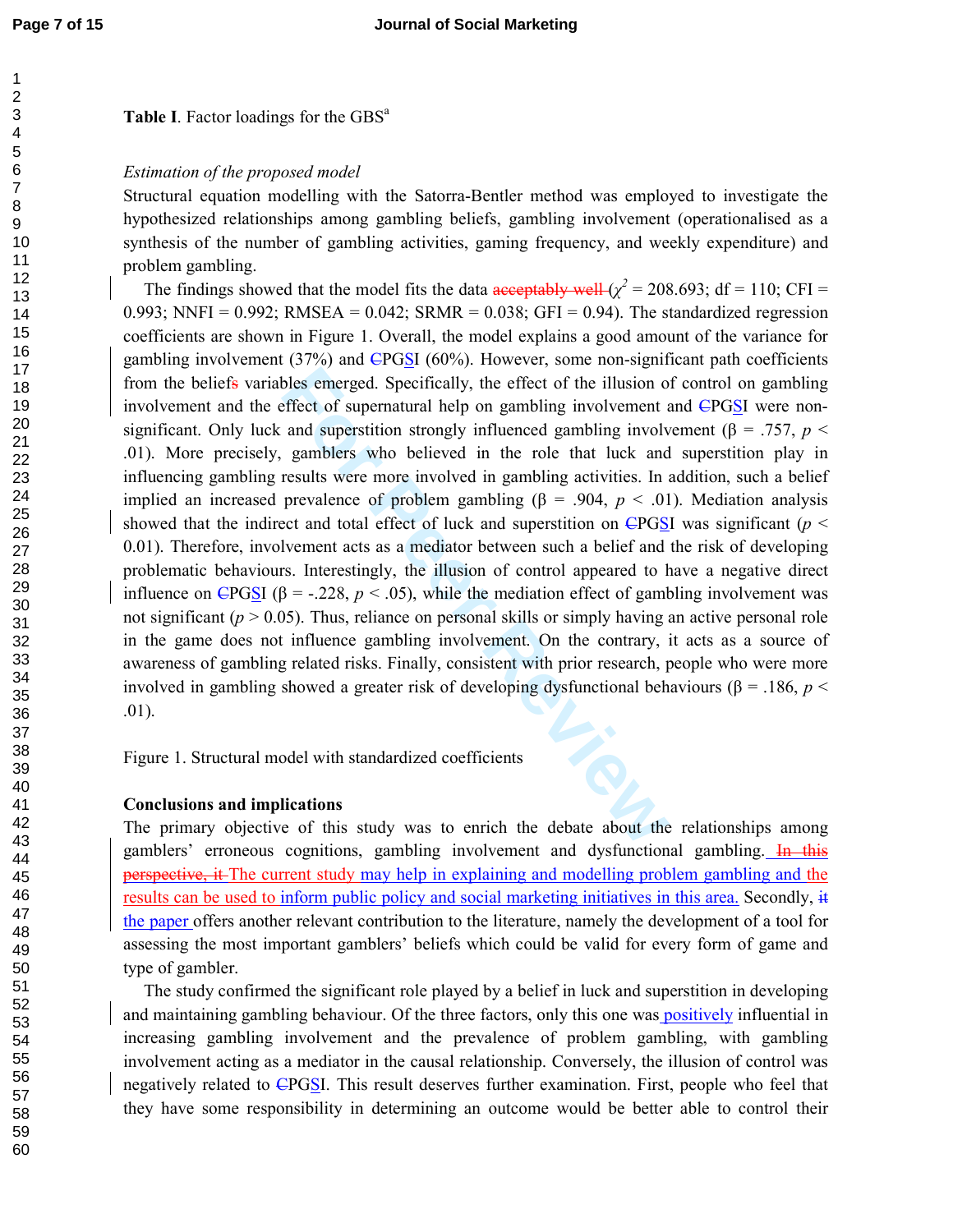**Table I**. Factor loadings for the GBS[a]

*Estimation of the proposed model*

Structural equation modelling with the Satorra-Bentler method was employed to investigate the hypothesized relationships among gambling beliefs, gambling involvement (operationalised as a synthesis of the number of gambling activities, gaming frequency, and weekly expenditure) and problem gambling.

The findings showed that the model fits the data ~~acceptably well~~ ($\chi^2$ = 208.693; df = 110; CFI = 0.993; NNFI = 0.992; RMSEA = 0.042; SRMR = 0.038; GFI = 0.94). The standardized regression coefficients are shown in Figure 1. Overall, the model explains a good amount of the variance for gambling involvement (37%) and ~~C~~PGSI (60%). However, some non-significant path coefficients from the belief~~s~~ variables emerged. Specifically, the effect of the illusion of control on gambling involvement and the effect of supernatural help on gambling involvement and ~~C~~PGSI were non-significant. Only luck and superstition strongly influenced gambling involvement (β = .757, $p$ < .01). More precisely, gamblers who believed in the role that luck and superstition play in influencing gambling results were more involved in gambling activities. In addition, such a belief implied an increased prevalence of problem gambling (β = .904, $p$ < .01). Mediation analysis showed that the indirect and total effect of luck and superstition on ~~C~~PGSI was significant ($p$ < 0.01). Therefore, involvement acts as a mediator between such a belief and the risk of developing problematic behaviours. Interestingly, the illusion of control appeared to have a negative direct influence on ~~C~~PGSI (β = -.228, $p$ < .05), while the mediation effect of gambling involvement was not significant ($p$ > 0.05). Thus, reliance on personal skills or simply having an active personal role in the game does not influence gambling involvement. On the contrary, it acts as a source of awareness of gambling related risks. Finally, consistent with prior research, people who were more involved in gambling showed a greater risk of developing dysfunctional behaviours (β = .186, $p$ < .01).

Figure 1. Structural model with standardized coefficients

**Conclusions and implications**

The primary objective of this study was to enrich the debate about the relationships among gamblers' erroneous cognitions, gambling involvement and dysfunctional gambling. ~~In this perspective, it~~ The current study may help in explaining and modelling problem gambling and the results can be used to inform public policy and social marketing initiatives in this area. Secondly, ~~it~~ the paper offers another relevant contribution to the literature, namely the development of a tool for assessing the most important gamblers' beliefs which could be valid for every form of game and type of gambler.

The study confirmed the significant role played by a belief in luck and superstition in developing and maintaining gambling behaviour. Of the three factors, only this one was positively influential in increasing gambling involvement and the prevalence of problem gambling, with gambling involvement acting as a mediator in the causal relationship. Conversely, the illusion of control was negatively related to ~~C~~PGSI. This result deserves further examination. First, people who feel that they have some responsibility in determining an outcome would be better able to control their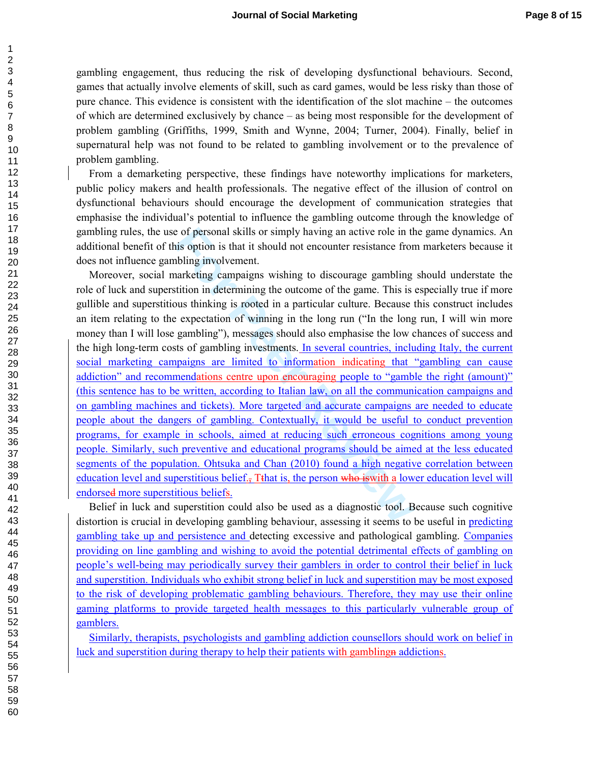gambling engagement, thus reducing the risk of developing dysfunctional behaviours. Second, games that actually involve elements of skill, such as card games, would be less risky than those of pure chance. This evidence is consistent with the identification of the slot machine – the outcomes of which are determined exclusively by chance – as being most responsible for the development of problem gambling (Griffiths, 1999, Smith and Wynne, 2004; Turner, 2004). Finally, belief in supernatural help was not found to be related to gambling involvement or to the prevalence of problem gambling.

From a demarketing perspective, these findings have noteworthy implications for marketers, public policy makers and health professionals. The negative effect of the illusion of control on dysfunctional behaviours should encourage the development of communication strategies that emphasise the individual's potential to influence the gambling outcome through the knowledge of gambling rules, the use of personal skills or simply having an active role in the game dynamics. An additional benefit of this option is that it should not encounter resistance from marketers because it does not influence gambling involvement.

Moreover, social marketing campaigns wishing to discourage gambling should understate the role of luck and superstition in determining the outcome of the game. This is especially true if more gullible and superstitious thinking is rooted in a particular culture. Because this construct includes an item relating to the expectation of winning in the long run ("In the long run, I will win more money than I will lose gambling"), messages should also emphasise the low chances of success and the high long-term costs of gambling investments. In several countries, including Italy, the current social marketing campaigns are limited to information indicating that "gambling can cause addiction" and recommendations centre upon encouraging people to "gamble the right (amount)" (this sentence has to be written, according to Italian law, on all the communication campaigns and on gambling machines and tickets). More targeted and accurate campaigns are needed to educate people about the dangers of gambling. Contextually, it would be useful to conduct prevention programs, for example in schools, aimed at reducing such erroneous cognitions among young people. Similarly, such preventive and educational programs should be aimed at the less educated segments of the population. Ohtsuka and Chan (2010) found a high negative correlation between education level and superstitious belief.~~,~~ ~~T~~that is, the person ~~who is~~with a lower education level will endorse~~d~~ more superstitious beliefs.

Belief in luck and superstition could also be used as a diagnostic tool. Because such cognitive distortion is crucial in developing gambling behaviour, assessing it seems to be useful in predicting gambling take up and persistence and detecting excessive and pathological gambling. Companies providing on line gambling and wishing to avoid the potential detrimental effects of gambling on people's well-being may periodically survey their gamblers in order to control their belief in luck and superstition. Individuals who exhibit strong belief in luck and superstition may be most exposed to the risk of developing problematic gambling behaviours. Therefore, they may use their online gaming platforms to provide targeted health messages to this particularly vulnerable group of gamblers.

Similarly, therapists, psychologists and gambling addiction counsellors should work on belief in luck and superstition during therapy to help their patients with gambling~~n~~ addictions.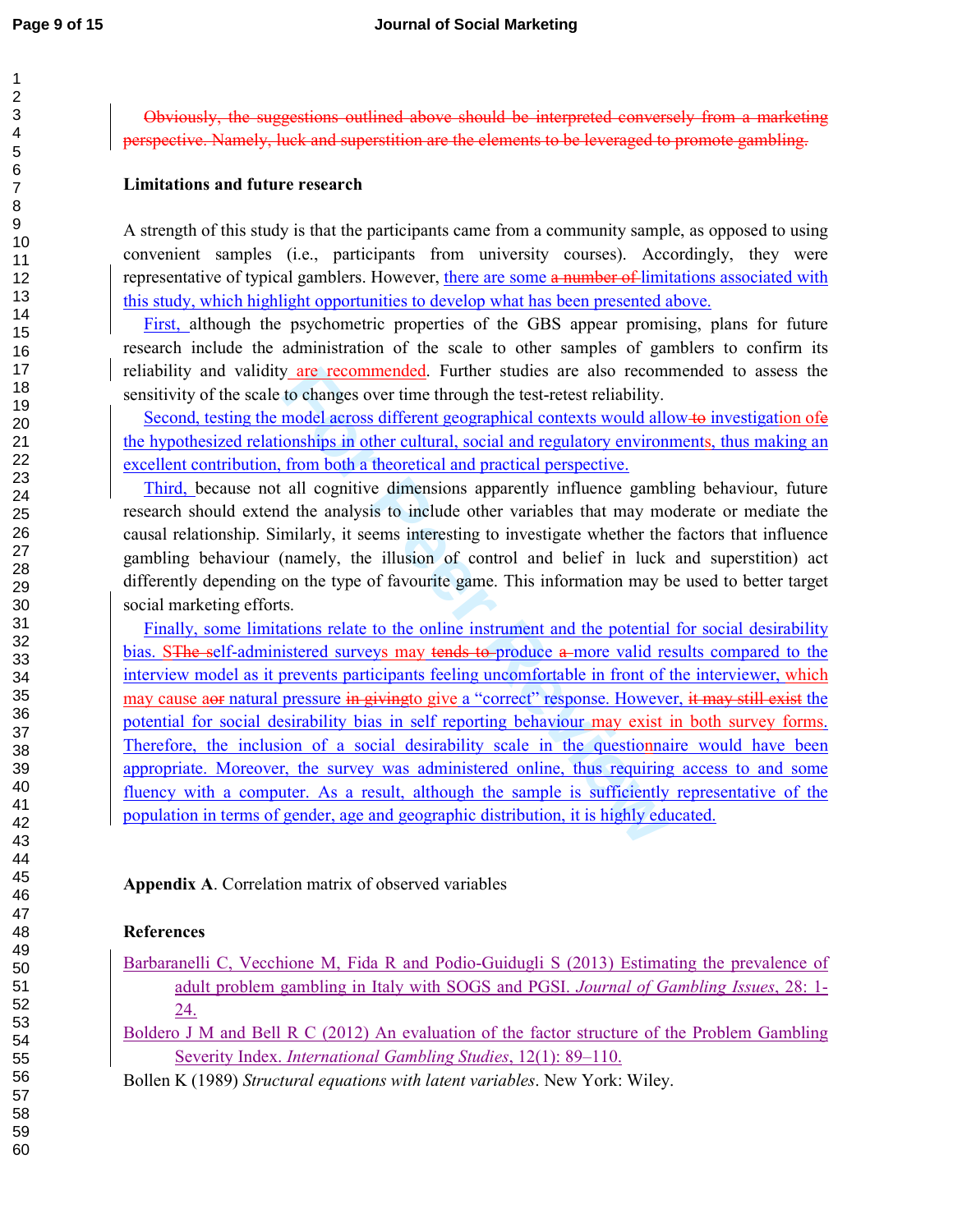~~Obviously, the suggestions outlined above should be interpreted conversely from a marketing perspective. Namely, luck and superstition are the elements to be leveraged to promote gambling.~~

**Limitations and future research**

A strength of this study is that the participants came from a community sample, as opposed to using convenient samples (i.e., participants from university courses). Accordingly, they were representative of typical gamblers. However, there are some ~~a number of~~ limitations associated with this study, which highlight opportunities to develop what has been presented above.

First, although the psychometric properties of the GBS appear promising, plans for future research include the administration of the scale to other samples of gamblers to confirm its reliability and validity are recommended. Further studies are also recommended to assess the sensitivity of the scale to changes over time through the test-retest reliability.

Second, testing the model across different geographical contexts would allow ~~to~~ investigation of~~e~~ the hypothesized relationships in other cultural, social and regulatory environments, thus making an excellent contribution, from both a theoretical and practical perspective.

Third, because not all cognitive dimensions apparently influence gambling behaviour, future research should extend the analysis to include other variables that may moderate or mediate the causal relationship. Similarly, it seems interesting to investigate whether the factors that influence gambling behaviour (namely, the illusion of control and belief in luck and superstition) act differently depending on the type of favourite game. This information may be used to better target social marketing efforts.

Finally, some limitations relate to the online instrument and the potential for social desirability bias. S~~The s~~elf-administered surveys may ~~tends to~~ produce ~~a~~ more valid results compared to the interview model as it prevents participants feeling uncomfortable in front of the interviewer, which may cause a~~or~~ natural pressure ~~in giving~~to give a "correct" response. However, ~~it may still exist~~ the potential for social desirability bias in self reporting behaviour may exist in both survey forms. Therefore, the inclusion of a social desirability scale in the questionnaire would have been appropriate. Moreover, the survey was administered online, thus requiring access to and some fluency with a computer. As a result, although the sample is sufficiently representative of the population in terms of gender, age and geographic distribution, it is highly educated.

**Appendix A**. Correlation matrix of observed variables

**References**

Barbaranelli C, Vecchione M, Fida R and Podio-Guidugli S (2013) Estimating the prevalence of adult problem gambling in Italy with SOGS and PGSI. *Journal of Gambling Issues*, 28: 1-24.

Boldero J M and Bell R C (2012) An evaluation of the factor structure of the Problem Gambling Severity Index. *International Gambling Studies*, 12(1): 89–110.

Bollen K (1989) *Structural equations with latent variables*. New York: Wiley.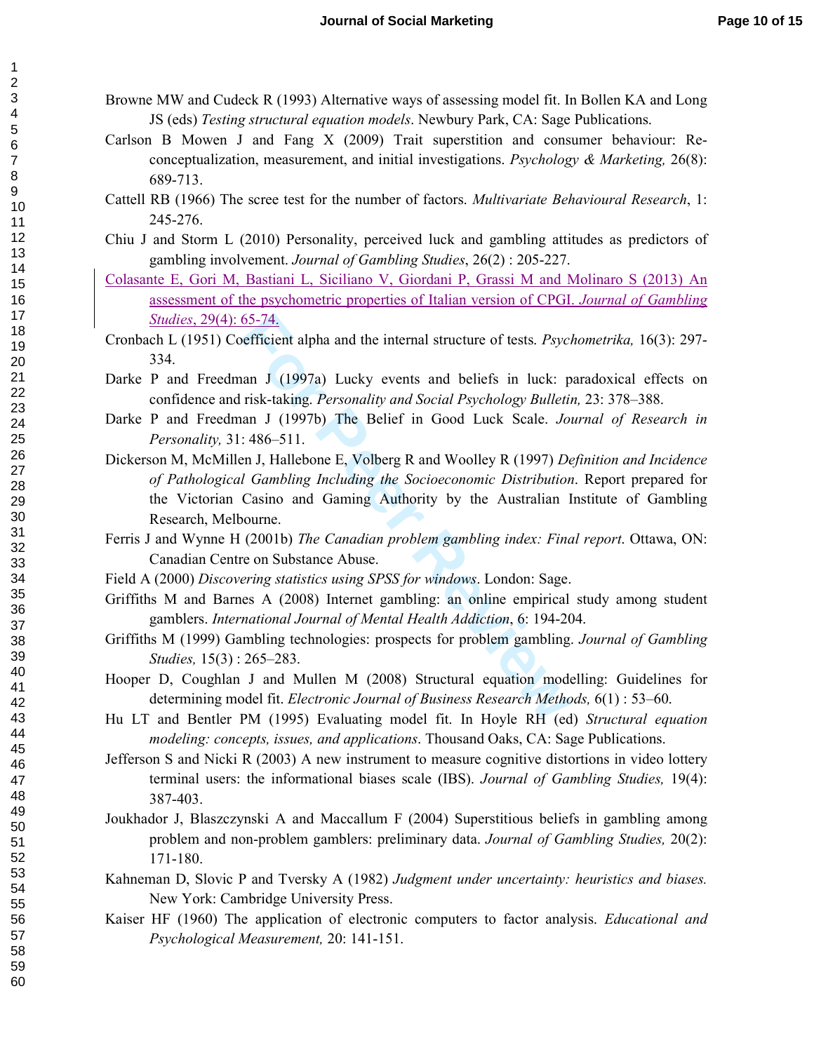Browne MW and Cudeck R (1993) Alternative ways of assessing model fit. In Bollen KA and Long JS (eds) *Testing structural equation models*. Newbury Park, CA: Sage Publications.

Carlson B Mowen J and Fang X (2009) Trait superstition and consumer behaviour: Re-conceptualization, measurement, and initial investigations. *Psychology & Marketing,* 26(8): 689-713.

Cattell RB (1966) The scree test for the number of factors. *Multivariate Behavioural Research*, 1: 245-276.

Chiu J and Storm L (2010) Personality, perceived luck and gambling attitudes as predictors of gambling involvement. *Journal of Gambling Studies*, 26(2) : 205-227.

Colasante E, Gori M, Bastiani L, Siciliano V, Giordani P, Grassi M and Molinaro S (2013) An assessment of the psychometric properties of Italian version of CPGI. *Journal of Gambling Studies*, 29(4): 65-74.

Cronbach L (1951) Coefficient alpha and the internal structure of tests. *Psychometrika,* 16(3): 297-334.

Darke P and Freedman J (1997a) Lucky events and beliefs in luck: paradoxical effects on confidence and risk-taking. *Personality and Social Psychology Bulletin,* 23: 378–388.

Darke P and Freedman J (1997b) The Belief in Good Luck Scale. *Journal of Research in Personality,* 31: 486–511.

Dickerson M, McMillen J, Hallebone E, Volberg R and Woolley R (1997) *Definition and Incidence of Pathological Gambling Including the Socioeconomic Distribution*. Report prepared for the Victorian Casino and Gaming Authority by the Australian Institute of Gambling Research, Melbourne.

Ferris J and Wynne H (2001b) *The Canadian problem gambling index: Final report*. Ottawa, ON: Canadian Centre on Substance Abuse.

Field A (2000) *Discovering statistics using SPSS for windows*. London: Sage.

Griffiths M and Barnes A (2008) Internet gambling: an online empirical study among student gamblers. *International Journal of Mental Health Addiction*, 6: 194-204.

Griffiths M (1999) Gambling technologies: prospects for problem gambling. *Journal of Gambling Studies,* 15(3) : 265–283.

Hooper D, Coughlan J and Mullen M (2008) Structural equation modelling: Guidelines for determining model fit. *Electronic Journal of Business Research Methods,* 6(1) : 53–60.

Hu LT and Bentler PM (1995) Evaluating model fit. In Hoyle RH (ed) *Structural equation modeling: concepts, issues, and applications*. Thousand Oaks, CA: Sage Publications.

Jefferson S and Nicki R (2003) A new instrument to measure cognitive distortions in video lottery terminal users: the informational biases scale (IBS). *Journal of Gambling Studies,* 19(4): 387-403.

Joukhador J, Blaszczynski A and Maccallum F (2004) Superstitious beliefs in gambling among problem and non-problem gamblers: preliminary data. *Journal of Gambling Studies,* 20(2): 171-180.

Kahneman D, Slovic P and Tversky A (1982) *Judgment under uncertainty: heuristics and biases.* New York: Cambridge University Press.

Kaiser HF (1960) The application of electronic computers to factor analysis. *Educational and Psychological Measurement,* 20: 141-151.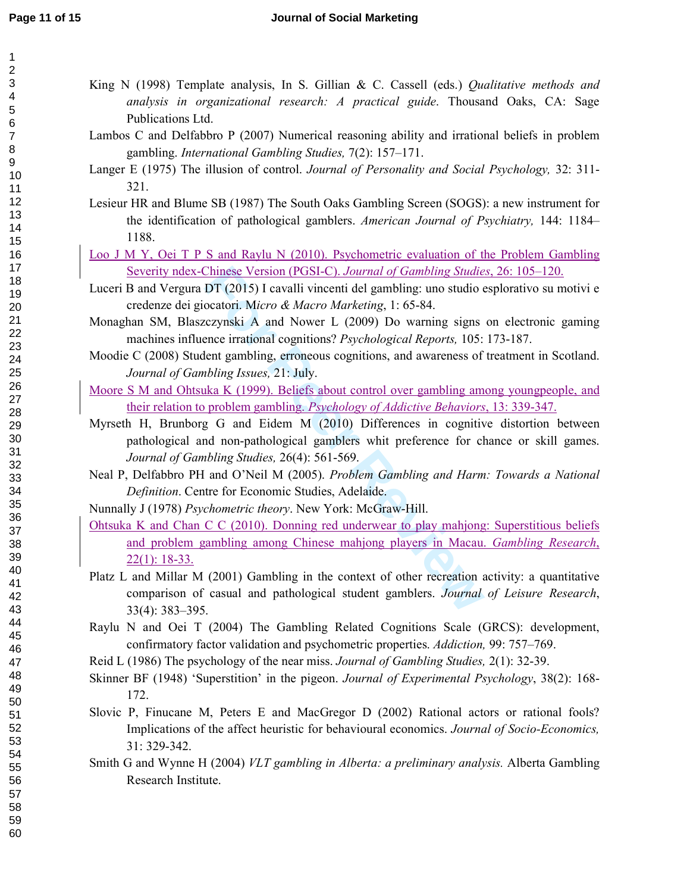King N (1998) Template analysis, In S. Gillian & C. Cassell (eds.) *Qualitative methods and analysis in organizational research: A practical guide*. Thousand Oaks, CA: Sage Publications Ltd.

Lambos C and Delfabbro P (2007) Numerical reasoning ability and irrational beliefs in problem gambling. *International Gambling Studies,* 7(2): 157–171.

Langer E (1975) The illusion of control. *Journal of Personality and Social Psychology,* 32: 311-321.

Lesieur HR and Blume SB (1987) The South Oaks Gambling Screen (SOGS): a new instrument for the identification of pathological gamblers. *American Journal of Psychiatry,* 144: 1184–1188.

Loo J M Y, Oei T P S and Raylu N (2010). Psychometric evaluation of the Problem Gambling Severity ndex-Chinese Version (PGSI-C). *Journal of Gambling Studies*, 26: 105–120.

Luceri B and Vergura DT (2015) I cavalli vincenti del gambling: uno studio esplorativo su motivi e credenze dei giocatori. *Micro & Macro Marketing*, 1: 65-84.

Monaghan SM, Blaszczynski A and Nower L (2009) Do warning signs on electronic gaming machines influence irrational cognitions? *Psychological Reports,* 105: 173-187.

Moodie C (2008) Student gambling, erroneous cognitions, and awareness of treatment in Scotland. *Journal of Gambling Issues,* 21: July.

Moore S M and Ohtsuka K (1999). Beliefs about control over gambling among youngpeople, and their relation to problem gambling. *Psychology of Addictive Behaviors*, 13: 339-347.

Myrseth H, Brunborg G and Eidem M (2010) Differences in cognitive distortion between pathological and non-pathological gamblers whit preference for chance or skill games. *Journal of Gambling Studies,* 26(4): 561-569.

Neal P, Delfabbro PH and O'Neil M (2005). *Problem Gambling and Harm: Towards a National Definition*. Centre for Economic Studies, Adelaide.

Nunnally J (1978) *Psychometric theory*. New York: McGraw-Hill.

Ohtsuka K and Chan C C (2010). Donning red underwear to play mahjong: Superstitious beliefs and problem gambling among Chinese mahjong players in Macau. *Gambling Research*, 22(1): 18-33.

Platz L and Millar M (2001) Gambling in the context of other recreation activity: a quantitative comparison of casual and pathological student gamblers. *Journal of Leisure Research*, 33(4): 383–395.

Raylu N and Oei T (2004) The Gambling Related Cognitions Scale (GRCS): development, confirmatory factor validation and psychometric properties. *Addiction,* 99: 757–769.

Reid L (1986) The psychology of the near miss. *Journal of Gambling Studies,* 2(1): 32-39.

Skinner BF (1948) 'Superstition' in the pigeon. *Journal of Experimental Psychology*, 38(2): 168-172.

Slovic P, Finucane M, Peters E and MacGregor D (2002) Rational actors or rational fools? Implications of the affect heuristic for behavioural economics. *Journal of Socio-Economics,* 31: 329-342.

Smith G and Wynne H (2004) *VLT gambling in Alberta: a preliminary analysis.* Alberta Gambling Research Institute.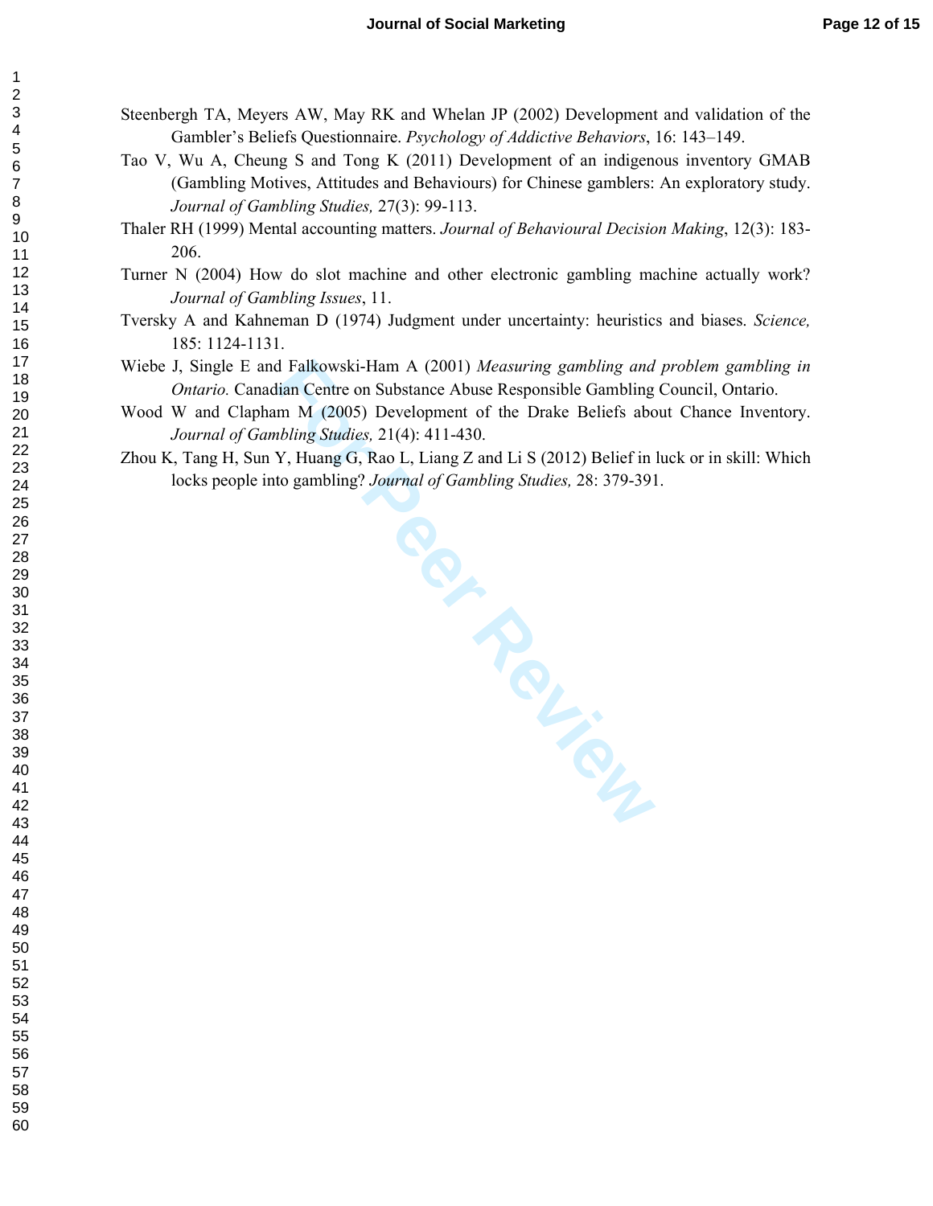Steenbergh TA, Meyers AW, May RK and Whelan JP (2002) Development and validation of the Gambler's Beliefs Questionnaire. *Psychology of Addictive Behaviors*, 16: 143–149.

Tao V, Wu A, Cheung S and Tong K (2011) Development of an indigenous inventory GMAB (Gambling Motives, Attitudes and Behaviours) for Chinese gamblers: An exploratory study. *Journal of Gambling Studies,* 27(3): 99-113.

Thaler RH (1999) Mental accounting matters. *Journal of Behavioural Decision Making*, 12(3): 183-206.

Turner N (2004) How do slot machine and other electronic gambling machine actually work? *Journal of Gambling Issues*, 11.

Tversky A and Kahneman D (1974) Judgment under uncertainty: heuristics and biases. *Science,* 185: 1124-1131.

Wiebe J, Single E and Falkowski-Ham A (2001) *Measuring gambling and problem gambling in Ontario.* Canadian Centre on Substance Abuse Responsible Gambling Council, Ontario.

Wood W and Clapham M (2005) Development of the Drake Beliefs about Chance Inventory. *Journal of Gambling Studies,* 21(4): 411-430.

Zhou K, Tang H, Sun Y, Huang G, Rao L, Liang Z and Li S (2012) Belief in luck or in skill: Which locks people into gambling? *Journal of Gambling Studies,* 28: 379-391.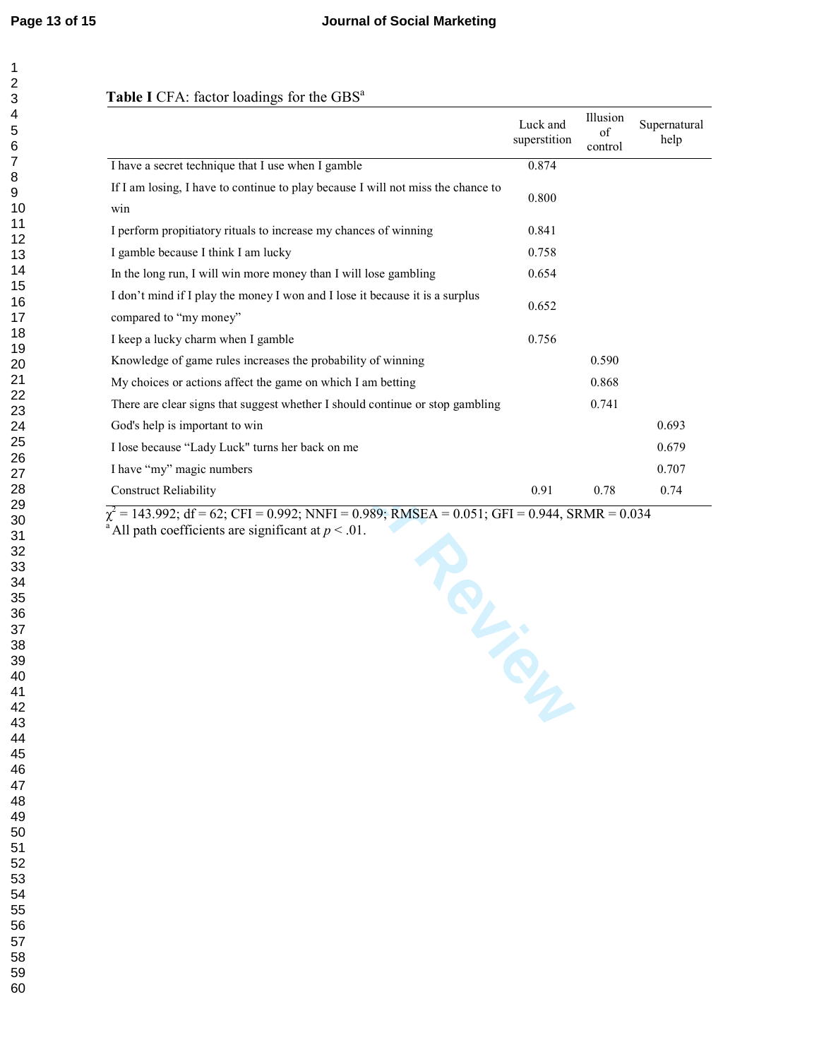**Table I** CFA: factor loadings for the GBS[a]

| | Luck and superstition | Illusion of control | Supernatural help |
|---|---|---|---|
| I have a secret technique that I use when I gamble | 0.874 | | |
| If I am losing, I have to continue to play because I will not miss the chance to win | 0.800 | | |
| I perform propitiatory rituals to increase my chances of winning | 0.841 | | |
| I gamble because I think I am lucky | 0.758 | | |
| In the long run, I will win more money than I will lose gambling | 0.654 | | |
| I don't mind if I play the money I won and I lose it because it is a surplus compared to "my money" | 0.652 | | |
| I keep a lucky charm when I gamble | 0.756 | | |
| Knowledge of game rules increases the probability of winning | | 0.590 | |
| My choices or actions affect the game on which I am betting | | 0.868 | |
| There are clear signs that suggest whether I should continue or stop gambling | | 0.741 | |
| God's help is important to win | | | 0.693 |
| I lose because "Lady Luck" turns her back on me | | | 0.679 |
| I have "my" magic numbers | | | 0.707 |
| Construct Reliability | 0.91 | 0.78 | 0.74 |

$\chi^2$ = 143.992; df = 62; CFI = 0.992; NNFI = 0.989; RMSEA = 0.051; GFI = 0.944, SRMR = 0.034

[a] All path coefficients are significant at $p < .01$.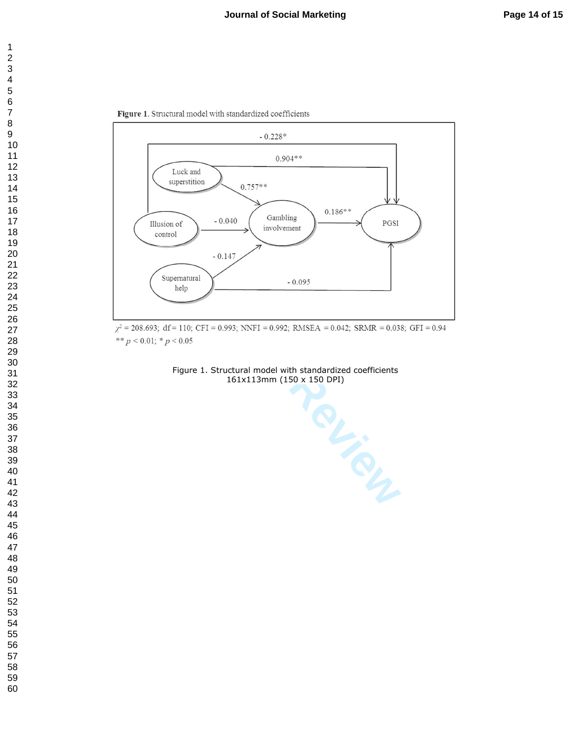**Figure 1**. Structural model with standardized coefficients

| From | To | Coefficient |
|---|---|---|
| Illusion of control | PGSI | - 0.228* |
| Luck and superstition | PGSI | 0.904** |
| Luck and superstition | Gambling involvement | 0.757** |
| Illusion of control | Gambling involvement | - 0.040 |
| Supernatural help | Gambling involvement | - 0.147 |
| Gambling involvement | PGSI | 0.186** |
| Supernatural help | PGSI | - 0.095 |

$\chi^2$ = 208.693; df = 110; CFI = 0.993; NNFI = 0.992; RMSEA = 0.042; SRMR = 0.038; GFI = 0.94

** $p < 0.01$; * $p < 0.05$

Figure 1. Structural model with standardized coefficients

161x113mm (150 x 150 DPI)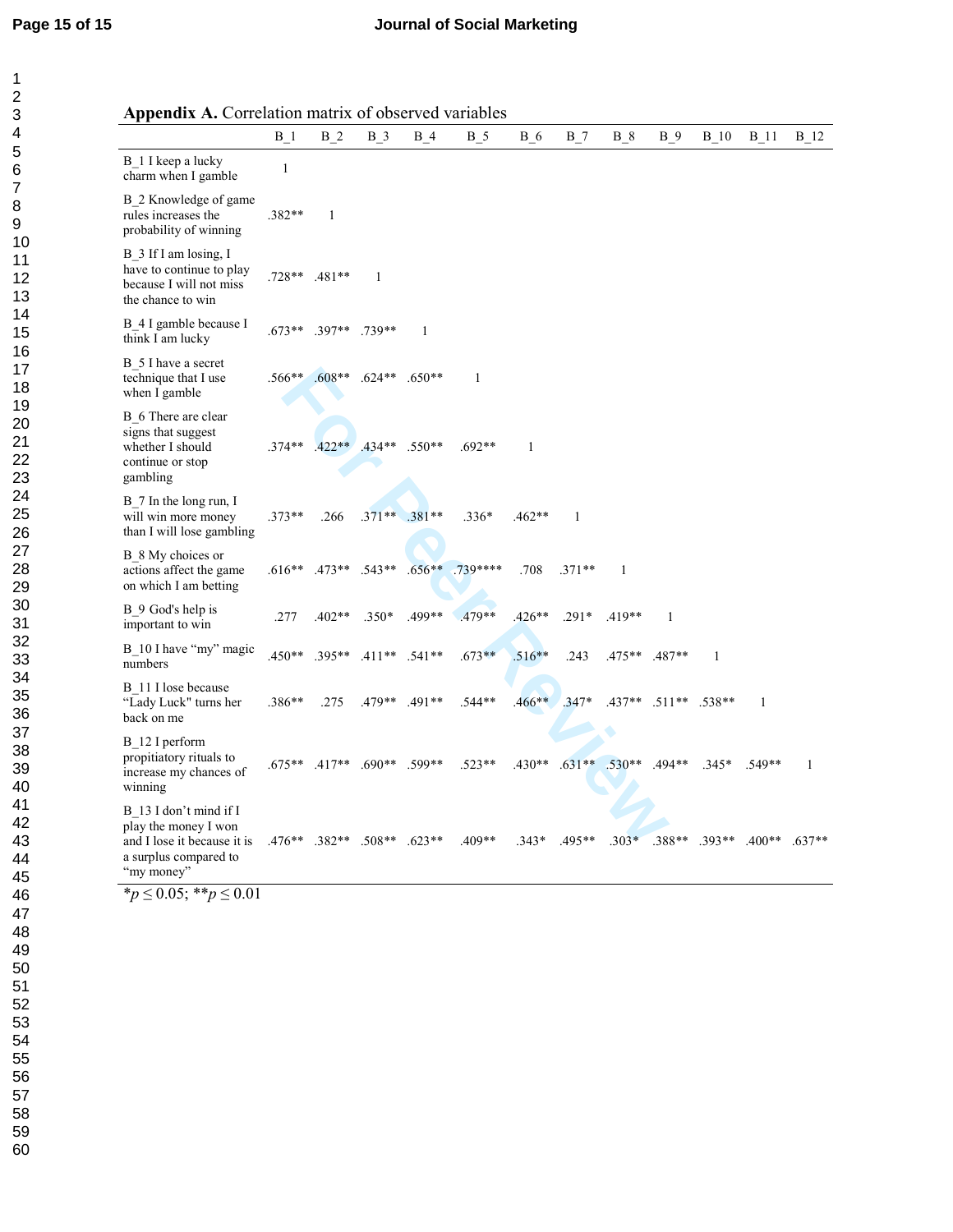**Appendix A.** Correlation matrix of observed variables

| | B_1 | B_2 | B_3 | B_4 | B_5 | B_6 | B_7 | B_8 | B_9 | B_10 | B_11 | B_12 |
|---|---|---|---|---|---|---|---|---|---|---|---|---|
| B_1 I keep a lucky charm when I gamble | 1 | | | | | | | | | | | |
| B_2 Knowledge of game rules increases the probability of winning | .382** | 1 | | | | | | | | | | |
| B_3 If I am losing, I have to continue to play because I will not miss the chance to win | .728** | .481** | 1 | | | | | | | | | |
| B_4 I gamble because I think I am lucky | .673** | .397** | .739** | 1 | | | | | | | | |
| B_5 I have a secret technique that I use when I gamble | .566** | .608** | .624** | .650** | 1 | | | | | | | |
| B_6 There are clear signs that suggest whether I should continue or stop gambling | .374** | .422** | .434** | .550** | .692** | 1 | | | | | | |
| B_7 In the long run, I will win more money than I will lose gambling | .373** | .266 | .371** | .381** | .336* | .462** | 1 | | | | | |
| B_8 My choices or actions affect the game on which I am betting | .616** | .473** | .543** | .656** | .739**** | .708 | .371** | 1 | | | | |
| B_9 God's help is important to win | .277 | .402** | .350* | .499** | .479** | .426** | .291* | .419** | 1 | | | |
| B_10 I have "my" magic numbers | .450** | .395** | .411** | .541** | .673** | .516** | .243 | .475** | .487** | 1 | | |
| B_11 I lose because "Lady Luck" turns her back on me | .386** | .275 | .479** | .491** | .544** | .466** | .347* | .437** | .511** | .538** | 1 | |
| B_12 I perform propitiatory rituals to increase my chances of winning | .675** | .417** | .690** | .599** | .523** | .430** | .631** | .530** | .494** | .345* | .549** | 1 |
| B_13 I don't mind if I play the money I won and I lose it because it is a surplus compared to "my money" | .476** | .382** | .508** | .623** | .409** | .343* | .495** | .303* | .388** | .393** | .400** | .637** |

$^*p \leq 0.05$; $^{**}p \leq 0.01$